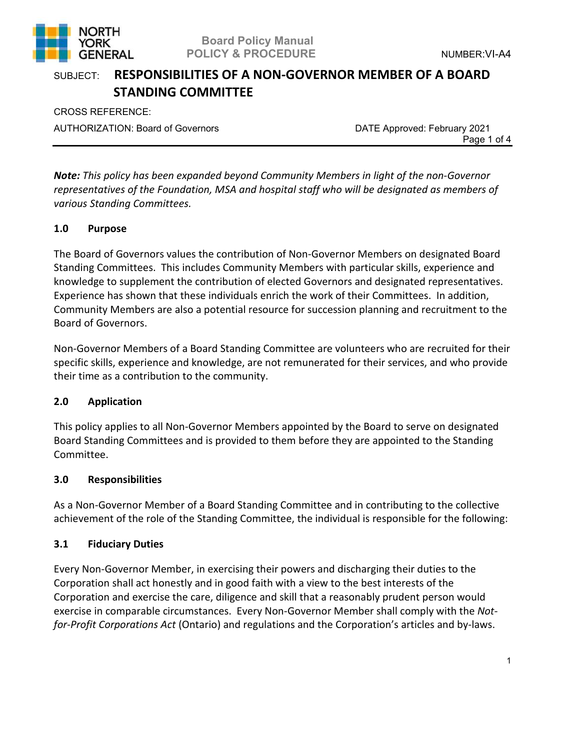Board Policy Manual
POLICY & PROCEDURE

NUMBER: VI-A4

SUBJECT: **RESPONSIBILITIES OF A NON-GOVERNOR MEMBER OF A BOARD STANDING COMMITTEE**

CROSS REFERENCE:

AUTHORIZATION: Board of Governors

DATE Approved: February 2021

***Note:*** *This policy has been expanded beyond Community Members in light of the non-Governor representatives of the Foundation, MSA and hospital staff who will be designated as members of various Standing Committees.*

## 1.0 Purpose

The Board of Governors values the contribution of Non-Governor Members on designated Board Standing Committees. This includes Community Members with particular skills, experience and knowledge to supplement the contribution of elected Governors and designated representatives. Experience has shown that these individuals enrich the work of their Committees. In addition, Community Members are also a potential resource for succession planning and recruitment to the Board of Governors.

Non-Governor Members of a Board Standing Committee are volunteers who are recruited for their specific skills, experience and knowledge, are not remunerated for their services, and who provide their time as a contribution to the community.

## 2.0 Application

This policy applies to all Non-Governor Members appointed by the Board to serve on designated Board Standing Committees and is provided to them before they are appointed to the Standing Committee.

## 3.0 Responsibilities

As a Non-Governor Member of a Board Standing Committee and in contributing to the collective achievement of the role of the Standing Committee, the individual is responsible for the following:

### 3.1 Fiduciary Duties

Every Non-Governor Member, in exercising their powers and discharging their duties to the Corporation shall act honestly and in good faith with a view to the best interests of the Corporation and exercise the care, diligence and skill that a reasonably prudent person would exercise in comparable circumstances. Every Non-Governor Member shall comply with the *Not-for-Profit Corporations Act* (Ontario) and regulations and the Corporation's articles and by-laws.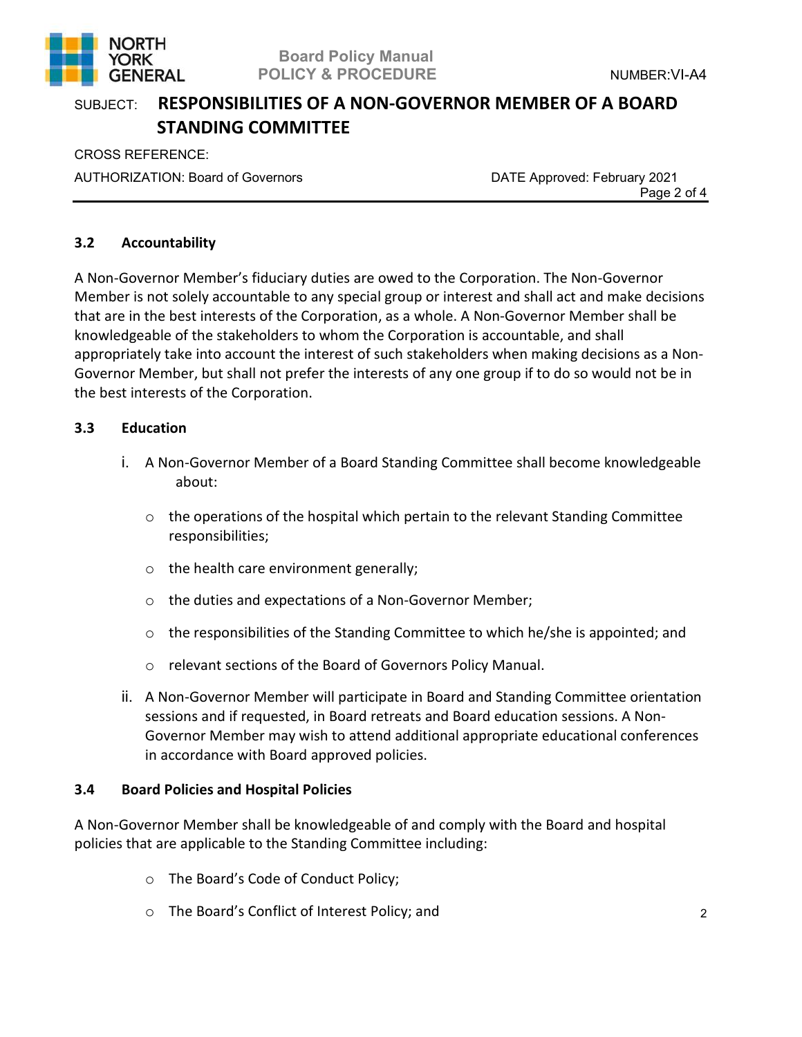### 3.2 Accountability

A Non-Governor Member's fiduciary duties are owed to the Corporation. The Non-Governor Member is not solely accountable to any special group or interest and shall act and make decisions that are in the best interests of the Corporation, as a whole. A Non-Governor Member shall be knowledgeable of the stakeholders to whom the Corporation is accountable, and shall appropriately take into account the interest of such stakeholders when making decisions as a Non-Governor Member, but shall not prefer the interests of any one group if to do so would not be in the best interests of the Corporation.

### 3.3 Education

i. A Non-Governor Member of a Board Standing Committee shall become knowledgeable about:

   - the operations of the hospital which pertain to the relevant Standing Committee responsibilities;
   - the health care environment generally;
   - the duties and expectations of a Non-Governor Member;
   - the responsibilities of the Standing Committee to which he/she is appointed; and
   - relevant sections of the Board of Governors Policy Manual.

ii. A Non-Governor Member will participate in Board and Standing Committee orientation sessions and if requested, in Board retreats and Board education sessions. A Non-Governor Member may wish to attend additional appropriate educational conferences in accordance with Board approved policies.

### 3.4 Board Policies and Hospital Policies

A Non-Governor Member shall be knowledgeable of and comply with the Board and hospital policies that are applicable to the Standing Committee including:

- The Board's Code of Conduct Policy;
- The Board's Conflict of Interest Policy; and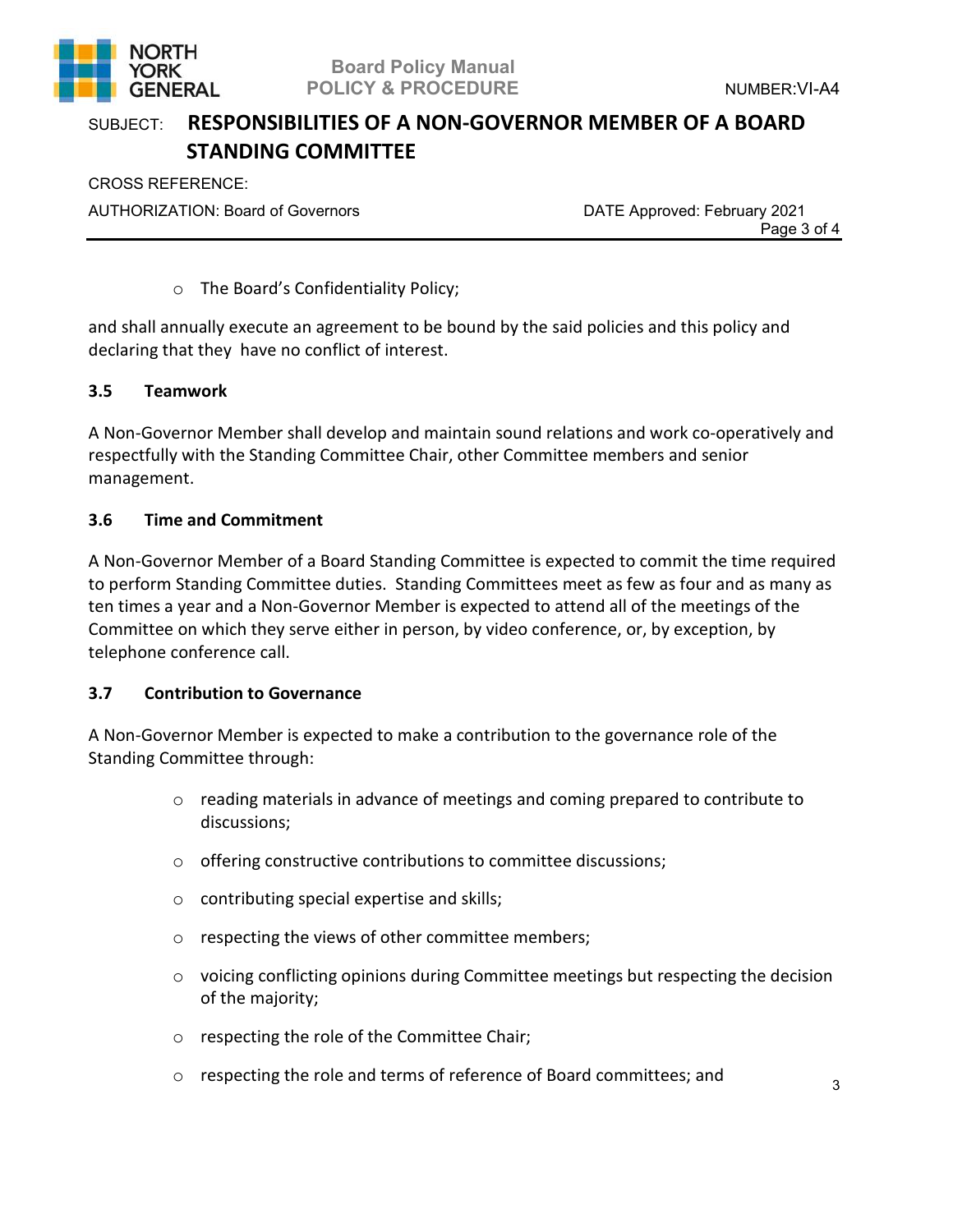- The Board's Confidentiality Policy;

and shall annually execute an agreement to be bound by the said policies and this policy and declaring that they have no conflict of interest.

### 3.5 Teamwork

A Non-Governor Member shall develop and maintain sound relations and work co-operatively and respectfully with the Standing Committee Chair, other Committee members and senior management.

### 3.6 Time and Commitment

A Non-Governor Member of a Board Standing Committee is expected to commit the time required to perform Standing Committee duties. Standing Committees meet as few as four and as many as ten times a year and a Non-Governor Member is expected to attend all of the meetings of the Committee on which they serve either in person, by video conference, or, by exception, by telephone conference call.

### 3.7 Contribution to Governance

A Non-Governor Member is expected to make a contribution to the governance role of the Standing Committee through:

- reading materials in advance of meetings and coming prepared to contribute to discussions;
- offering constructive contributions to committee discussions;
- contributing special expertise and skills;
- respecting the views of other committee members;
- voicing conflicting opinions during Committee meetings but respecting the decision of the majority;
- respecting the role of the Committee Chair;
- respecting the role and terms of reference of Board committees; and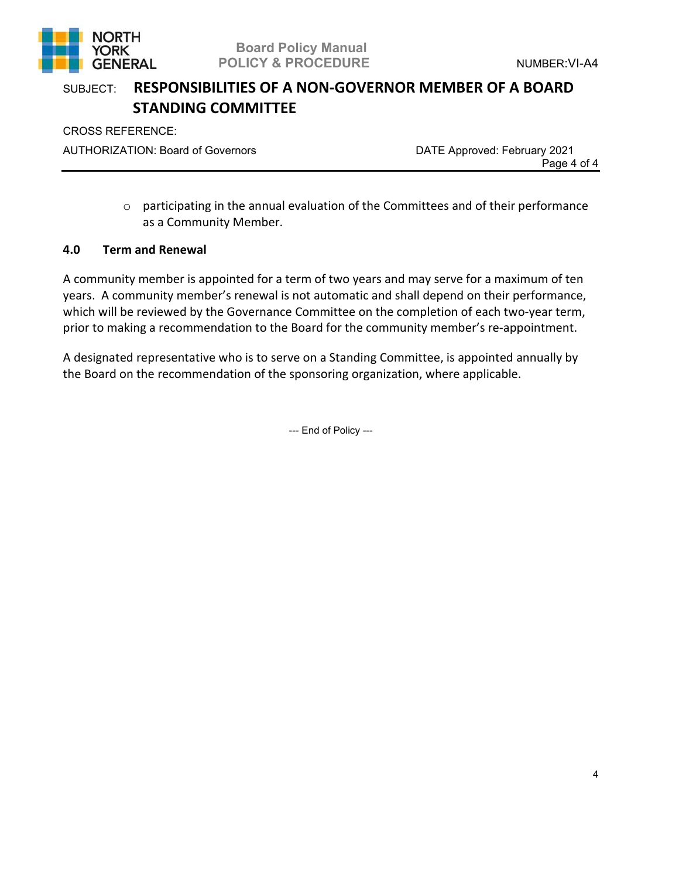- participating in the annual evaluation of the Committees and of their performance as a Community Member.

## 4.0 Term and Renewal

A community member is appointed for a term of two years and may serve for a maximum of ten years. A community member's renewal is not automatic and shall depend on their performance, which will be reviewed by the Governance Committee on the completion of each two-year term, prior to making a recommendation to the Board for the community member's re-appointment.

A designated representative who is to serve on a Standing Committee, is appointed annually by the Board on the recommendation of the sponsoring organization, where applicable.

--- End of Policy ---